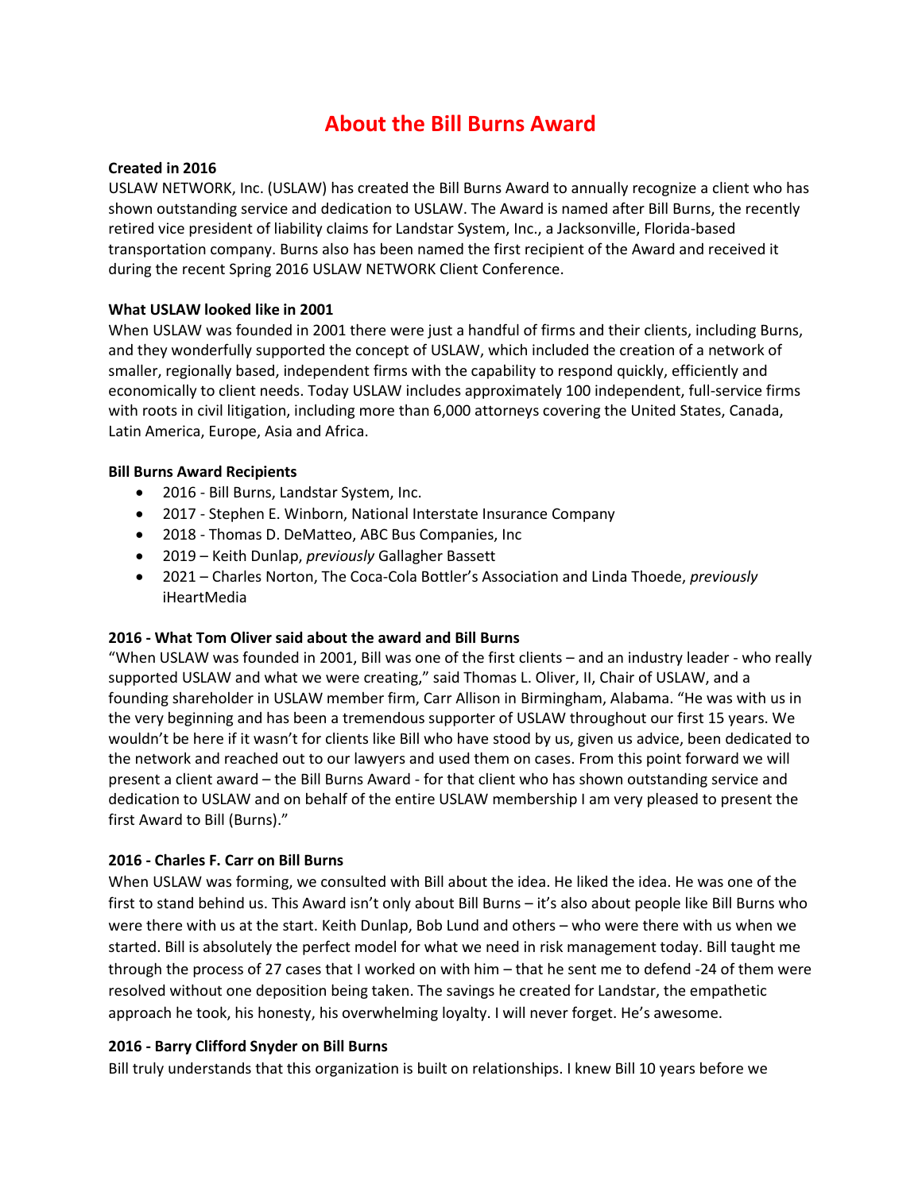# About the Bill Burns Award

**Created in 2016**

USLAW NETWORK, Inc. (USLAW) has created the Bill Burns Award to annually recognize a client who has shown outstanding service and dedication to USLAW. The Award is named after Bill Burns, the recently retired vice president of liability claims for Landstar System, Inc., a Jacksonville, Florida-based transportation company. Burns also has been named the first recipient of the Award and received it during the recent Spring 2016 USLAW NETWORK Client Conference.

**What USLAW looked like in 2001**

When USLAW was founded in 2001 there were just a handful of firms and their clients, including Burns, and they wonderfully supported the concept of USLAW, which included the creation of a network of smaller, regionally based, independent firms with the capability to respond quickly, efficiently and economically to client needs. Today USLAW includes approximately 100 independent, full-service firms with roots in civil litigation, including more than 6,000 attorneys covering the United States, Canada, Latin America, Europe, Asia and Africa.

**Bill Burns Award Recipients**

- 2016 - Bill Burns, Landstar System, Inc.
- 2017 - Stephen E. Winborn, National Interstate Insurance Company
- 2018 - Thomas D. DeMatteo, ABC Bus Companies, Inc
- 2019 – Keith Dunlap, *previously* Gallagher Bassett
- 2021 – Charles Norton, The Coca-Cola Bottler's Association and Linda Thoede, *previously* iHeartMedia

**2016 - What Tom Oliver said about the award and Bill Burns**

"When USLAW was founded in 2001, Bill was one of the first clients – and an industry leader - who really supported USLAW and what we were creating," said Thomas L. Oliver, II, Chair of USLAW, and a founding shareholder in USLAW member firm, Carr Allison in Birmingham, Alabama. "He was with us in the very beginning and has been a tremendous supporter of USLAW throughout our first 15 years. We wouldn't be here if it wasn't for clients like Bill who have stood by us, given us advice, been dedicated to the network and reached out to our lawyers and used them on cases. From this point forward we will present a client award – the Bill Burns Award - for that client who has shown outstanding service and dedication to USLAW and on behalf of the entire USLAW membership I am very pleased to present the first Award to Bill (Burns)."

**2016 - Charles F. Carr on Bill Burns**

When USLAW was forming, we consulted with Bill about the idea. He liked the idea. He was one of the first to stand behind us. This Award isn't only about Bill Burns – it's also about people like Bill Burns who were there with us at the start. Keith Dunlap, Bob Lund and others – who were there with us when we started. Bill is absolutely the perfect model for what we need in risk management today. Bill taught me through the process of 27 cases that I worked on with him – that he sent me to defend -24 of them were resolved without one deposition being taken. The savings he created for Landstar, the empathetic approach he took, his honesty, his overwhelming loyalty. I will never forget. He's awesome.

**2016 - Barry Clifford Snyder on Bill Burns**

Bill truly understands that this organization is built on relationships. I knew Bill 10 years before we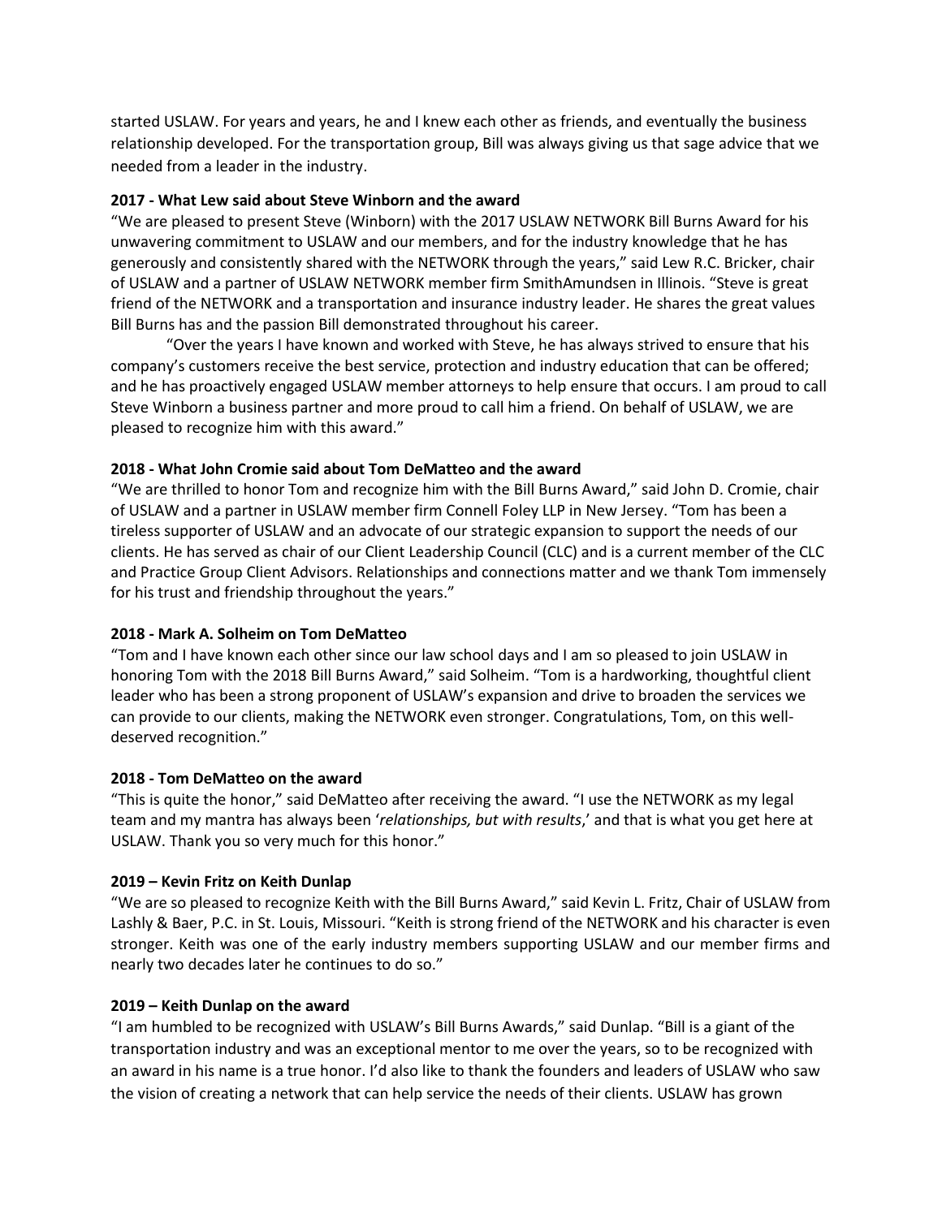started USLAW. For years and years, he and I knew each other as friends, and eventually the business relationship developed. For the transportation group, Bill was always giving us that sage advice that we needed from a leader in the industry.

**2017 - What Lew said about Steve Winborn and the award**

"We are pleased to present Steve (Winborn) with the 2017 USLAW NETWORK Bill Burns Award for his unwavering commitment to USLAW and our members, and for the industry knowledge that he has generously and consistently shared with the NETWORK through the years," said Lew R.C. Bricker, chair of USLAW and a partner of USLAW NETWORK member firm SmithAmundsen in Illinois. "Steve is great friend of the NETWORK and a transportation and insurance industry leader. He shares the great values Bill Burns has and the passion Bill demonstrated throughout his career.

"Over the years I have known and worked with Steve, he has always strived to ensure that his company's customers receive the best service, protection and industry education that can be offered; and he has proactively engaged USLAW member attorneys to help ensure that occurs. I am proud to call Steve Winborn a business partner and more proud to call him a friend. On behalf of USLAW, we are pleased to recognize him with this award."

**2018 - What John Cromie said about Tom DeMatteo and the award**

"We are thrilled to honor Tom and recognize him with the Bill Burns Award," said John D. Cromie, chair of USLAW and a partner in USLAW member firm Connell Foley LLP in New Jersey. "Tom has been a tireless supporter of USLAW and an advocate of our strategic expansion to support the needs of our clients. He has served as chair of our Client Leadership Council (CLC) and is a current member of the CLC and Practice Group Client Advisors. Relationships and connections matter and we thank Tom immensely for his trust and friendship throughout the years."

**2018 - Mark A. Solheim on Tom DeMatteo**

"Tom and I have known each other since our law school days and I am so pleased to join USLAW in honoring Tom with the 2018 Bill Burns Award," said Solheim. "Tom is a hardworking, thoughtful client leader who has been a strong proponent of USLAW's expansion and drive to broaden the services we can provide to our clients, making the NETWORK even stronger. Congratulations, Tom, on this well-deserved recognition."

**2018 - Tom DeMatteo on the award**

"This is quite the honor," said DeMatteo after receiving the award. "I use the NETWORK as my legal team and my mantra has always been '*relationships, but with results*,' and that is what you get here at USLAW. Thank you so very much for this honor."

**2019 – Kevin Fritz on Keith Dunlap**

"We are so pleased to recognize Keith with the Bill Burns Award," said Kevin L. Fritz, Chair of USLAW from Lashly & Baer, P.C. in St. Louis, Missouri. "Keith is strong friend of the NETWORK and his character is even stronger. Keith was one of the early industry members supporting USLAW and our member firms and nearly two decades later he continues to do so."

**2019 – Keith Dunlap on the award**

"I am humbled to be recognized with USLAW's Bill Burns Awards," said Dunlap. "Bill is a giant of the transportation industry and was an exceptional mentor to me over the years, so to be recognized with an award in his name is a true honor. I'd also like to thank the founders and leaders of USLAW who saw the vision of creating a network that can help service the needs of their clients. USLAW has grown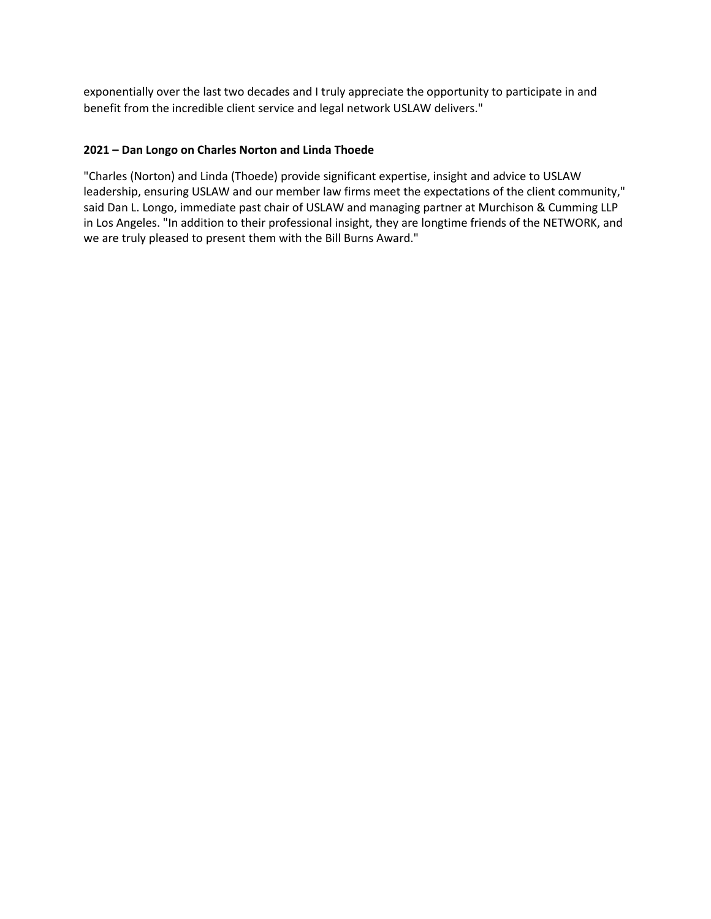exponentially over the last two decades and I truly appreciate the opportunity to participate in and benefit from the incredible client service and legal network USLAW delivers."

**2021 – Dan Longo on Charles Norton and Linda Thoede**

"Charles (Norton) and Linda (Thoede) provide significant expertise, insight and advice to USLAW leadership, ensuring USLAW and our member law firms meet the expectations of the client community," said Dan L. Longo, immediate past chair of USLAW and managing partner at Murchison & Cumming LLP in Los Angeles. "In addition to their professional insight, they are longtime friends of the NETWORK, and we are truly pleased to present them with the Bill Burns Award."